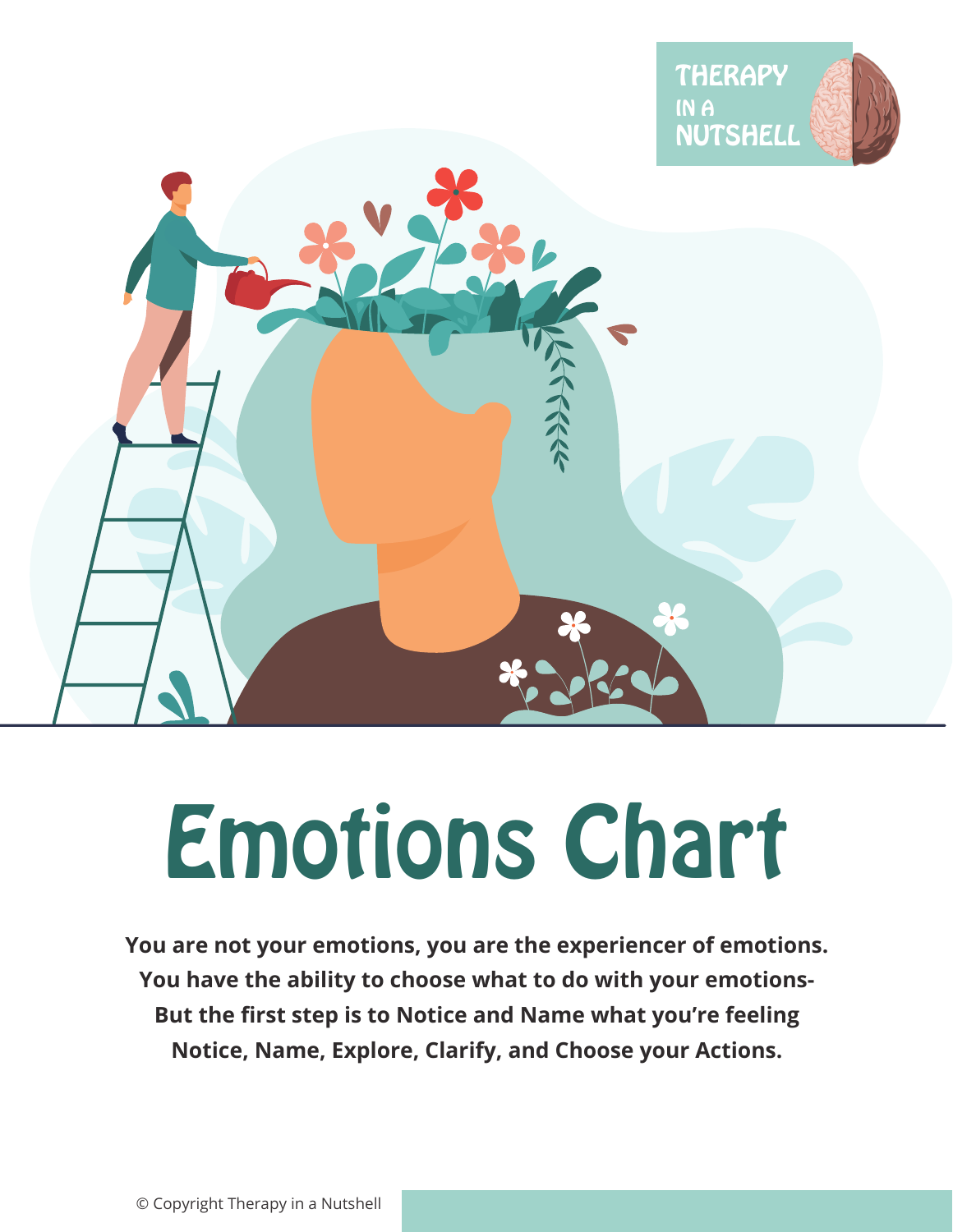# Emotions Chart

**You are not your emotions, you are the experiencer of emotions. You have the ability to choose what to do with your emotions- But the first step is to Notice and Name what you're feeling Notice, Name, Explore, Clarify, and Choose your Actions.**

© Copyright Therapy in a Nutshell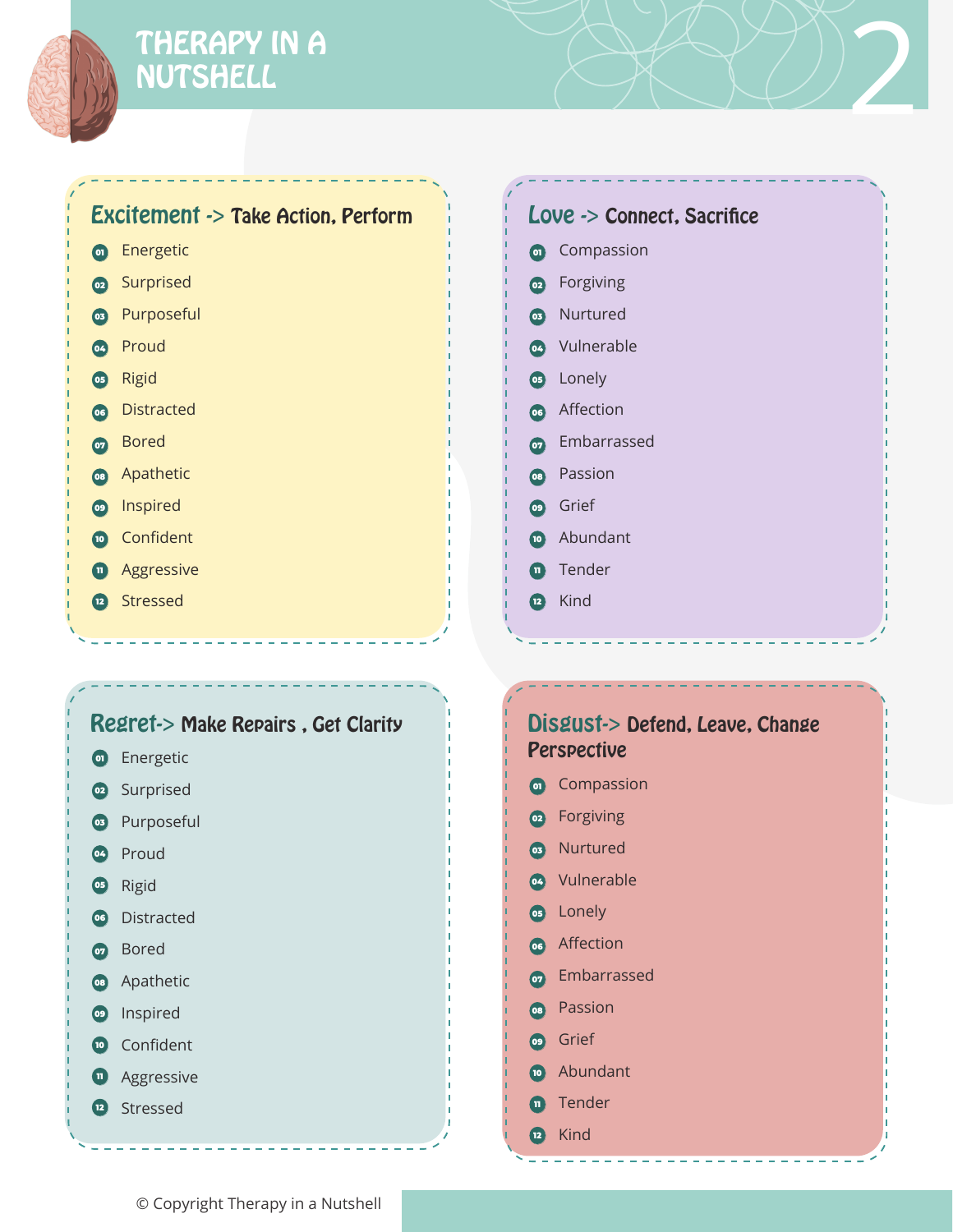# THERAPY IN A NUTSHELL

## Excitement -> Take Action, Perform

1. Energetic
2. Surprised
3. Purposeful
4. Proud
5. Rigid
6. Distracted
7. Bored
8. Apathetic
9. Inspired
10. Confident
11. Aggressive
12. Stressed

## Love -> Connect, Sacrifice

1. Compassion
2. Forgiving
3. Nurtured
4. Vulnerable
5. Lonely
6. Affection
7. Embarrassed
8. Passion
9. Grief
10. Abundant
11. Tender
12. Kind

## Regret-> Make Repairs , Get Clarity

1. Energetic
2. Surprised
3. Purposeful
4. Proud
5. Rigid
6. Distracted
7. Bored
8. Apathetic
9. Inspired
10. Confident
11. Aggressive
12. Stressed

## Disgust-> Defend, Leave, Change Perspective

1. Compassion
2. Forgiving
3. Nurtured
4. Vulnerable
5. Lonely
6. Affection
7. Embarrassed
8. Passion
9. Grief
10. Abundant
11. Tender
12. Kind

© Copyright Therapy in a Nutshell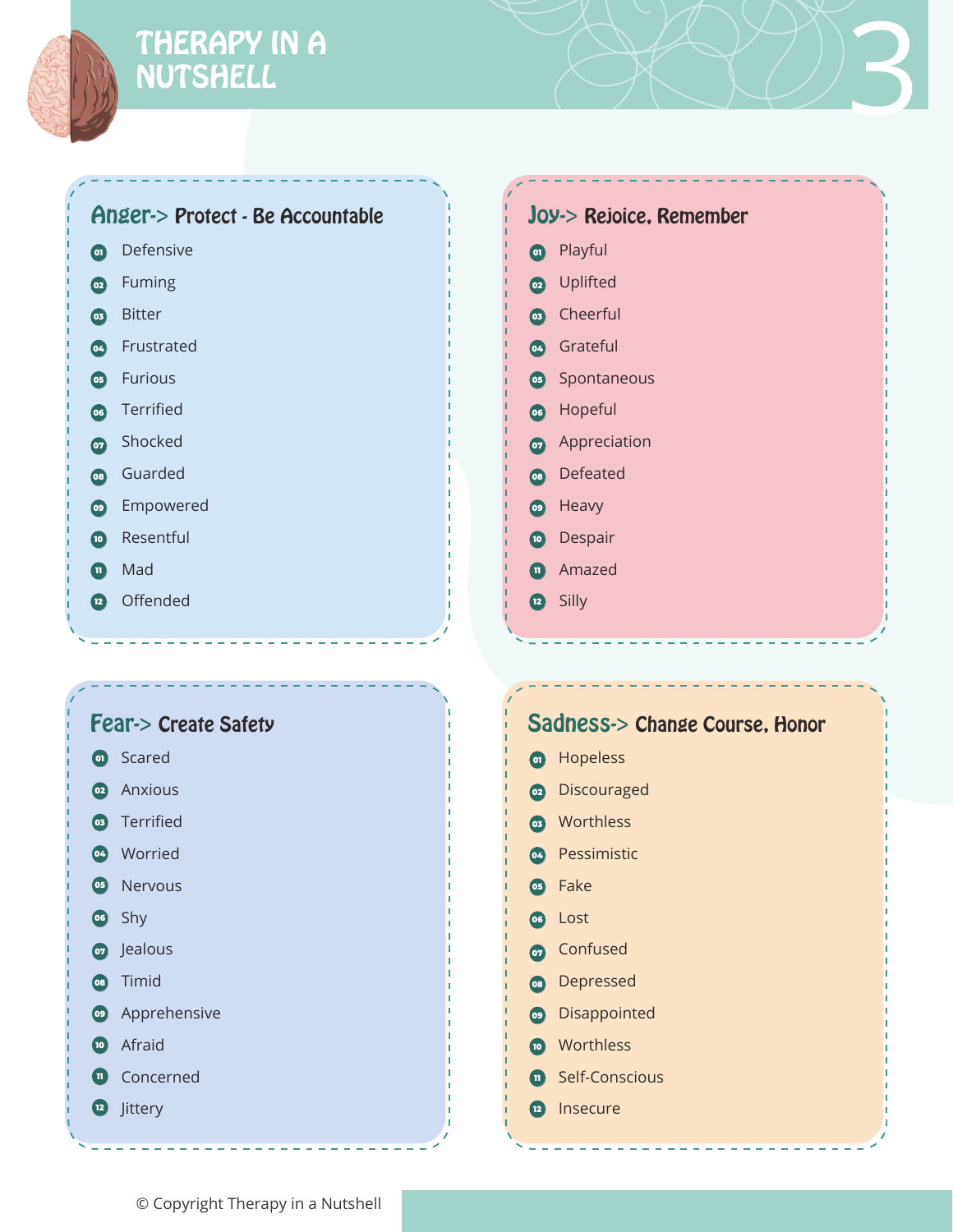# THERAPY IN A NUTSHELL

## Anger-> Protect - Be Accountable

1. Defensive
2. Fuming
3. Bitter
4. Frustrated
5. Furious
6. Terrified
7. Shocked
8. Guarded
9. Empowered
10. Resentful
11. Mad
12. Offended

## Joy-> Rejoice, Remember

1. Playful
2. Uplifted
3. Cheerful
4. Grateful
5. Spontaneous
6. Hopeful
7. Appreciation
8. Defeated
9. Heavy
10. Despair
11. Amazed
12. Silly

## Fear-> Create Safety

1. Scared
2. Anxious
3. Terrified
4. Worried
5. Nervous
6. Shy
7. Jealous
8. Timid
9. Apprehensive
10. Afraid
11. Concerned
12. Jittery

## Sadness-> Change Course, Honor

1. Hopeless
2. Discouraged
3. Worthless
4. Pessimistic
5. Fake
6. Lost
7. Confused
8. Depressed
9. Disappointed
10. Worthless
11. Self-Conscious
12. Insecure

© Copyright Therapy in a Nutshell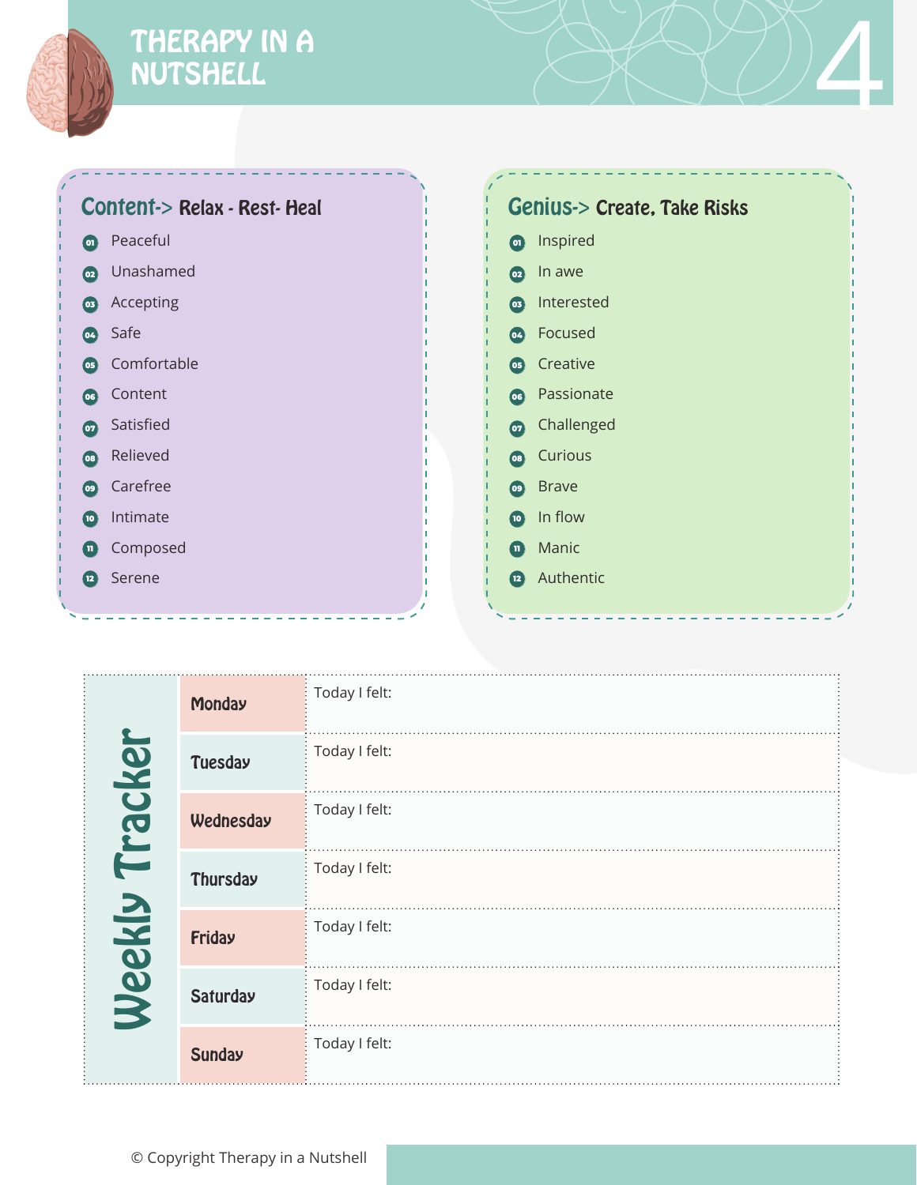# THERAPY IN A NUTSHELL

## Content-> Relax - Rest- Heal

01. Peaceful
02. Unashamed
03. Accepting
04. Safe
05. Comfortable
06. Content
07. Satisfied
08. Relieved
09. Carefree
10. Intimate
11. Composed
12. Serene

## Genius-> Create, Take Risks

01. Inspired
02. In awe
03. Interested
04. Focused
05. Creative
06. Passionate
07. Challenged
08. Curious
09. Brave
10. In flow
11. Manic
12. Authentic

## Weekly Tracker

| | |
|---|---|
| Monday | Today I felt: |
| Tuesday | Today I felt: |
| Wednesday | Today I felt: |
| Thursday | Today I felt: |
| Friday | Today I felt: |
| Saturday | Today I felt: |
| Sunday | Today I felt: |

© Copyright Therapy in a Nutshell